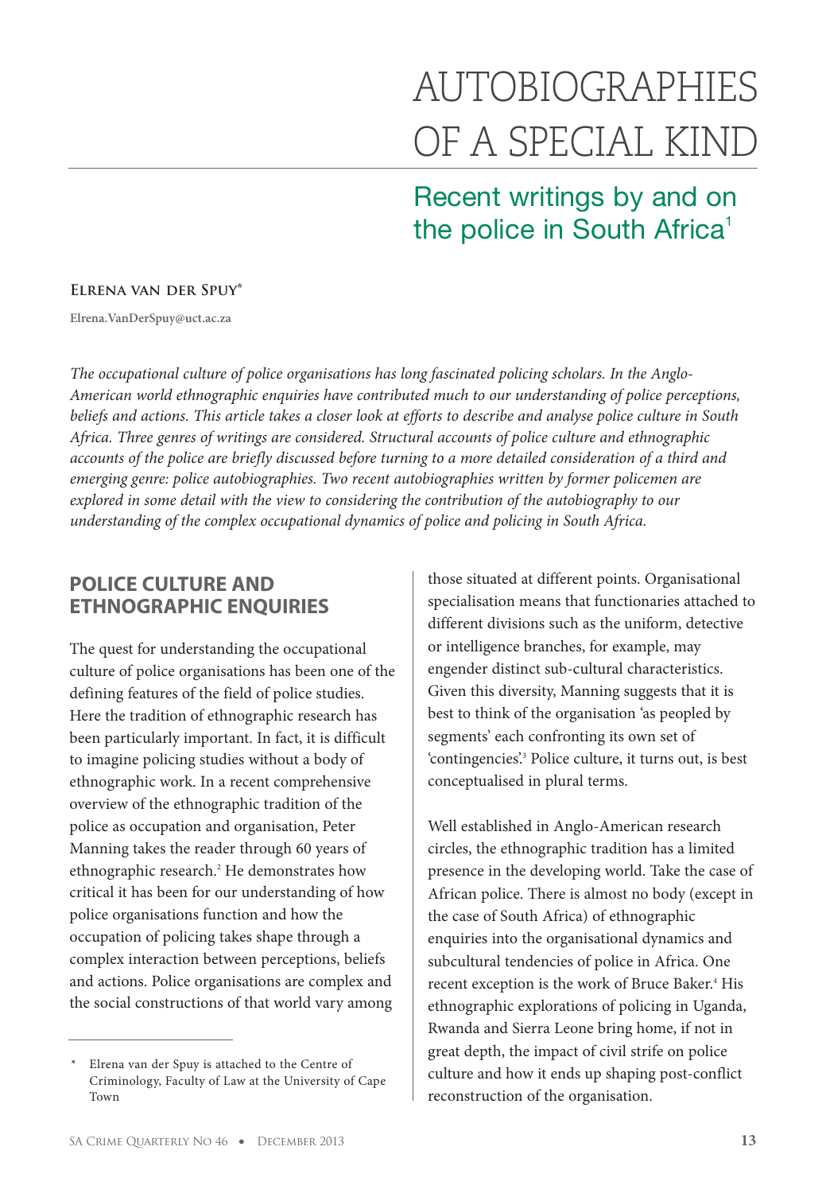# AUTOBIOGRAPHIES OF A SPECIAL KIND

## Recent writings by and on the police in South Africa[1]

**Elrena van der Spuy***

Elrena.VanDerSpuy@uct.ac.za

*The occupational culture of police organisations has long fascinated policing scholars. In the Anglo-American world ethnographic enquiries have contributed much to our understanding of police perceptions, beliefs and actions. This article takes a closer look at efforts to describe and analyse police culture in South Africa. Three genres of writings are considered. Structural accounts of police culture and ethnographic accounts of the police are briefly discussed before turning to a more detailed consideration of a third and emerging genre: police autobiographies. Two recent autobiographies written by former policemen are explored in some detail with the view to considering the contribution of the autobiography to our understanding of the complex occupational dynamics of police and policing in South Africa.*

## POLICE CULTURE AND ETHNOGRAPHIC ENQUIRIES

The quest for understanding the occupational culture of police organisations has been one of the defining features of the field of police studies. Here the tradition of ethnographic research has been particularly important. In fact, it is difficult to imagine policing studies without a body of ethnographic work. In a recent comprehensive overview of the ethnographic tradition of the police as occupation and organisation, Peter Manning takes the reader through 60 years of ethnographic research.[2] He demonstrates how critical it has been for our understanding of how police organisations function and how the occupation of policing takes shape through a complex interaction between perceptions, beliefs and actions. Police organisations are complex and the social constructions of that world vary among those situated at different points. Organisational specialisation means that functionaries attached to different divisions such as the uniform, detective or intelligence branches, for example, may engender distinct sub-cultural characteristics. Given this diversity, Manning suggests that it is best to think of the organisation 'as peopled by segments' each confronting its own set of 'contingencies'.[3] Police culture, it turns out, is best conceptualised in plural terms.

Well established in Anglo-American research circles, the ethnographic tradition has a limited presence in the developing world. Take the case of African police. There is almost no body (except in the case of South Africa) of ethnographic enquiries into the organisational dynamics and subcultural tendencies of police in Africa. One recent exception is the work of Bruce Baker.[4] His ethnographic explorations of policing in Uganda, Rwanda and Sierra Leone bring home, if not in great depth, the impact of civil strife on police culture and how it ends up shaping post-conflict reconstruction of the organisation.

---

\* Elrena van der Spuy is attached to the Centre of Criminology, Faculty of Law at the University of Cape Town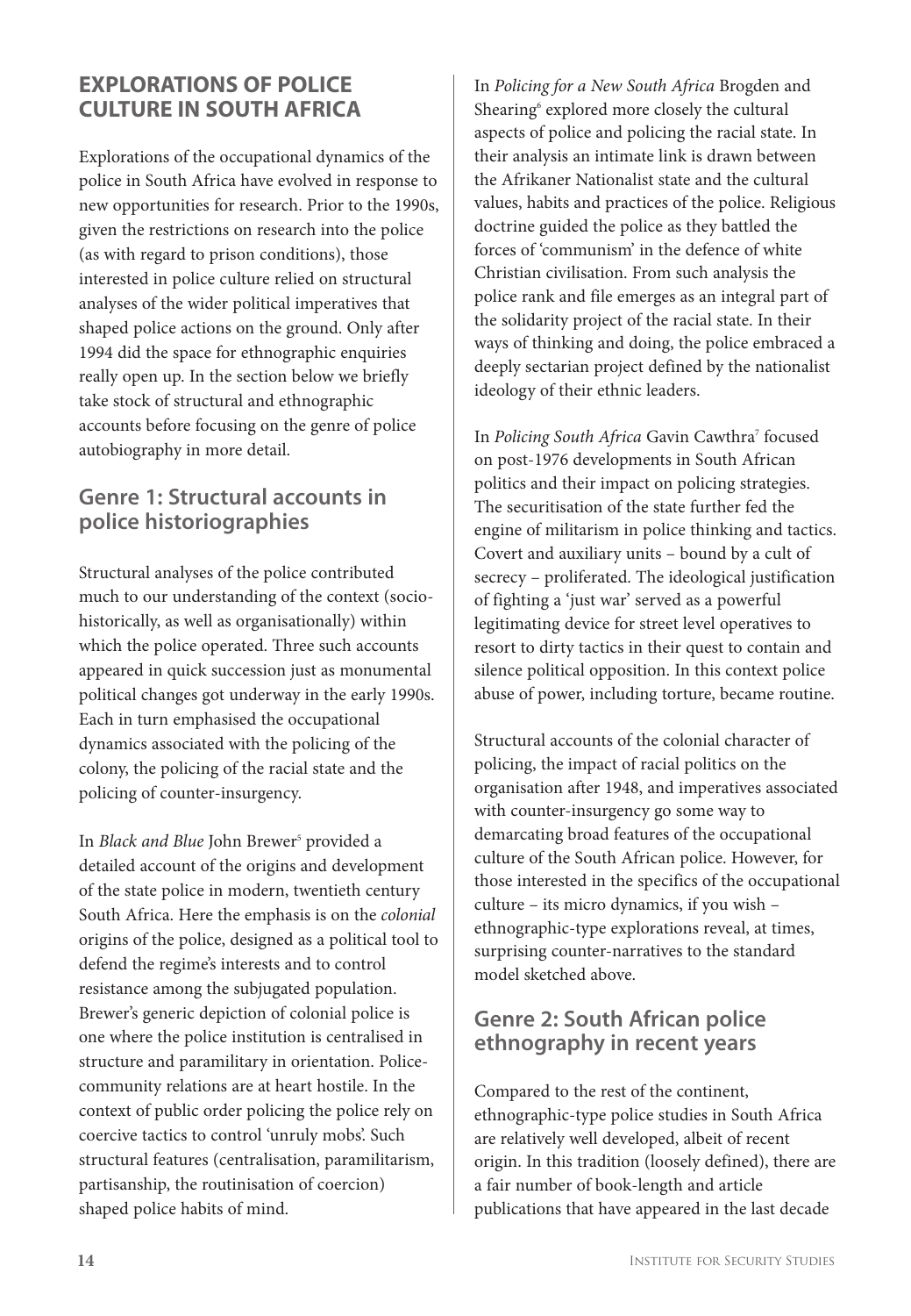## EXPLORATIONS OF POLICE CULTURE IN SOUTH AFRICA

Explorations of the occupational dynamics of the police in South Africa have evolved in response to new opportunities for research. Prior to the 1990s, given the restrictions on research into the police (as with regard to prison conditions), those interested in police culture relied on structural analyses of the wider political imperatives that shaped police actions on the ground. Only after 1994 did the space for ethnographic enquiries really open up. In the section below we briefly take stock of structural and ethnographic accounts before focusing on the genre of police autobiography in more detail.

### Genre 1: Structural accounts in police historiographies

Structural analyses of the police contributed much to our understanding of the context (socio-historically, as well as organisationally) within which the police operated. Three such accounts appeared in quick succession just as monumental political changes got underway in the early 1990s. Each in turn emphasised the occupational dynamics associated with the policing of the colony, the policing of the racial state and the policing of counter-insurgency.

In *Black and Blue* John Brewer[5] provided a detailed account of the origins and development of the state police in modern, twentieth century South Africa. Here the emphasis is on the *colonial* origins of the police, designed as a political tool to defend the regime's interests and to control resistance among the subjugated population. Brewer's generic depiction of colonial police is one where the police institution is centralised in structure and paramilitary in orientation. Police-community relations are at heart hostile. In the context of public order policing the police rely on coercive tactics to control 'unruly mobs'. Such structural features (centralisation, paramilitarism, partisanship, the routinisation of coercion) shaped police habits of mind.

In *Policing for a New South Africa* Brogden and Shearing[6] explored more closely the cultural aspects of police and policing the racial state. In their analysis an intimate link is drawn between the Afrikaner Nationalist state and the cultural values, habits and practices of the police. Religious doctrine guided the police as they battled the forces of 'communism' in the defence of white Christian civilisation. From such analysis the police rank and file emerges as an integral part of the solidarity project of the racial state. In their ways of thinking and doing, the police embraced a deeply sectarian project defined by the nationalist ideology of their ethnic leaders.

In *Policing South Africa* Gavin Cawthra[7] focused on post-1976 developments in South African politics and their impact on policing strategies. The securitisation of the state further fed the engine of militarism in police thinking and tactics. Covert and auxiliary units – bound by a cult of secrecy – proliferated. The ideological justification of fighting a 'just war' served as a powerful legitimating device for street level operatives to resort to dirty tactics in their quest to contain and silence political opposition. In this context police abuse of power, including torture, became routine.

Structural accounts of the colonial character of policing, the impact of racial politics on the organisation after 1948, and imperatives associated with counter-insurgency go some way to demarcating broad features of the occupational culture of the South African police. However, for those interested in the specifics of the occupational culture – its micro dynamics, if you wish – ethnographic-type explorations reveal, at times, surprising counter-narratives to the standard model sketched above.

### Genre 2: South African police ethnography in recent years

Compared to the rest of the continent, ethnographic-type police studies in South Africa are relatively well developed, albeit of recent origin. In this tradition (loosely defined), there are a fair number of book-length and article publications that have appeared in the last decade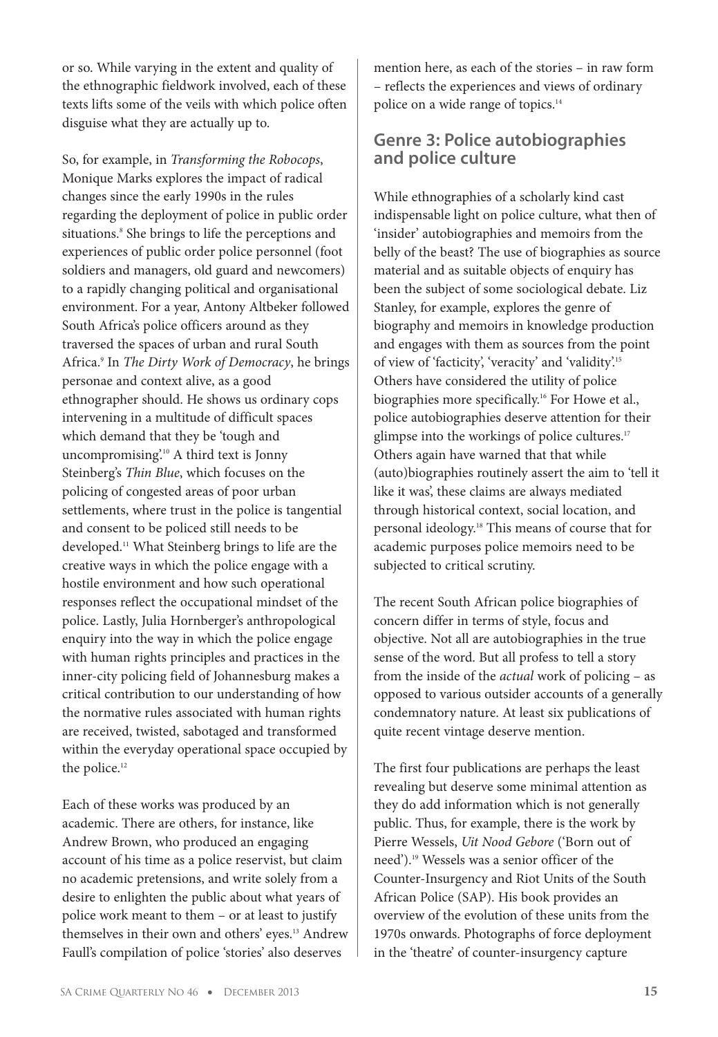or so. While varying in the extent and quality of the ethnographic fieldwork involved, each of these texts lifts some of the veils with which police often disguise what they are actually up to.

So, for example, in *Transforming the Robocops*, Monique Marks explores the impact of radical changes since the early 1990s in the rules regarding the deployment of police in public order situations.[8] She brings to life the perceptions and experiences of public order police personnel (foot soldiers and managers, old guard and newcomers) to a rapidly changing political and organisational environment. For a year, Antony Altbeker followed South Africa's police officers around as they traversed the spaces of urban and rural South Africa.[9] In *The Dirty Work of Democracy*, he brings personae and context alive, as a good ethnographer should. He shows us ordinary cops intervening in a multitude of difficult spaces which demand that they be 'tough and uncompromising'.[10] A third text is Jonny Steinberg's *Thin Blue*, which focuses on the policing of congested areas of poor urban settlements, where trust in the police is tangential and consent to be policed still needs to be developed.[11] What Steinberg brings to life are the creative ways in which the police engage with a hostile environment and how such operational responses reflect the occupational mindset of the police. Lastly, Julia Hornberger's anthropological enquiry into the way in which the police engage with human rights principles and practices in the inner-city policing field of Johannesburg makes a critical contribution to our understanding of how the normative rules associated with human rights are received, twisted, sabotaged and transformed within the everyday operational space occupied by the police.[12]

Each of these works was produced by an academic. There are others, for instance, like Andrew Brown, who produced an engaging account of his time as a police reservist, but claim no academic pretensions, and write solely from a desire to enlighten the public about what years of police work meant to them – or at least to justify themselves in their own and others' eyes.[13] Andrew Faull's compilation of police 'stories' also deserves mention here, as each of the stories – in raw form – reflects the experiences and views of ordinary police on a wide range of topics.[14]

## Genre 3: Police autobiographies and police culture

While ethnographies of a scholarly kind cast indispensable light on police culture, what then of 'insider' autobiographies and memoirs from the belly of the beast? The use of biographies as source material and as suitable objects of enquiry has been the subject of some sociological debate. Liz Stanley, for example, explores the genre of biography and memoirs in knowledge production and engages with them as sources from the point of view of 'facticity', 'veracity' and 'validity'.[15] Others have considered the utility of police biographies more specifically.[16] For Howe et al., police autobiographies deserve attention for their glimpse into the workings of police cultures.[17] Others again have warned that that while (auto)biographies routinely assert the aim to 'tell it like it was', these claims are always mediated through historical context, social location, and personal ideology.[18] This means of course that for academic purposes police memoirs need to be subjected to critical scrutiny.

The recent South African police biographies of concern differ in terms of style, focus and objective. Not all are autobiographies in the true sense of the word. But all profess to tell a story from the inside of the *actual* work of policing – as opposed to various outsider accounts of a generally condemnatory nature. At least six publications of quite recent vintage deserve mention.

The first four publications are perhaps the least revealing but deserve some minimal attention as they do add information which is not generally public. Thus, for example, there is the work by Pierre Wessels, *Uit Nood Gebore* ('Born out of need').[19] Wessels was a senior officer of the Counter-Insurgency and Riot Units of the South African Police (SAP). His book provides an overview of the evolution of these units from the 1970s onwards. Photographs of force deployment in the 'theatre' of counter-insurgency capture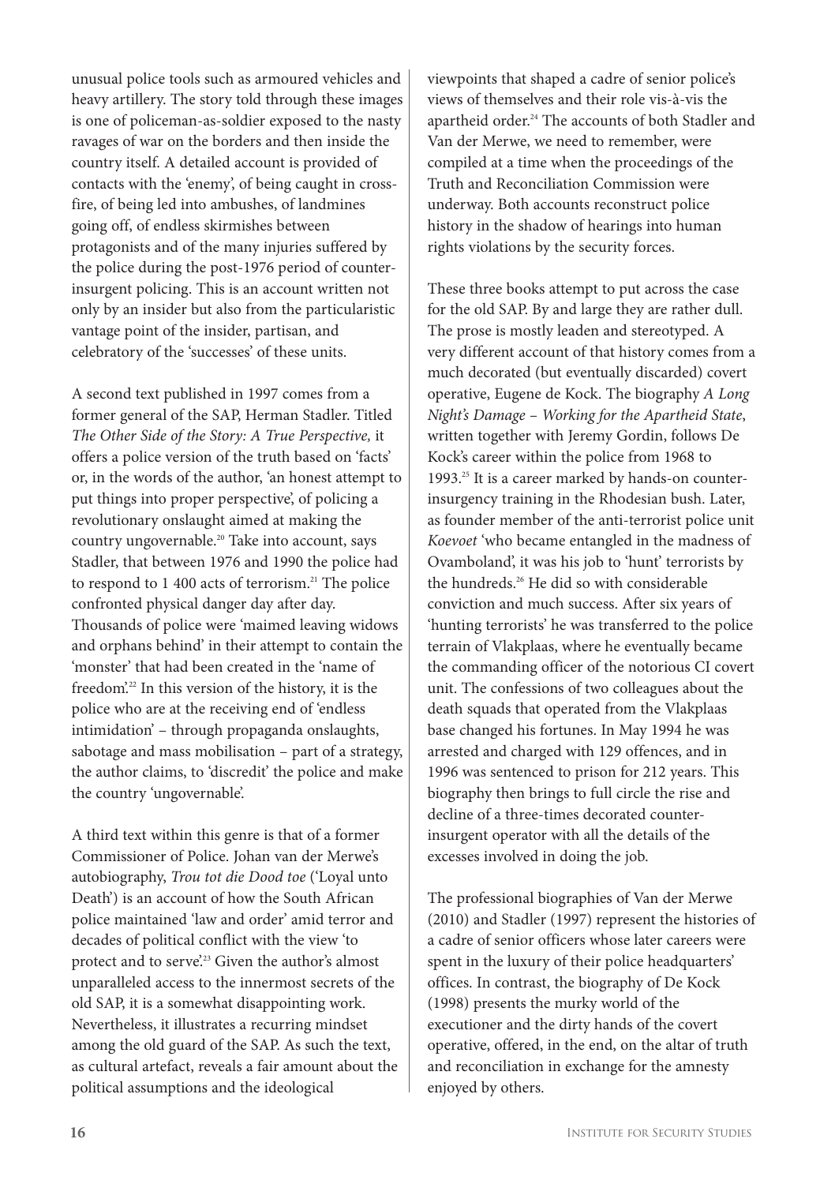unusual police tools such as armoured vehicles and heavy artillery. The story told through these images is one of policeman-as-soldier exposed to the nasty ravages of war on the borders and then inside the country itself. A detailed account is provided of contacts with the 'enemy', of being caught in crossfire, of being led into ambushes, of landmines going off, of endless skirmishes between protagonists and of the many injuries suffered by the police during the post-1976 period of counter-insurgent policing. This is an account written not only by an insider but also from the particularistic vantage point of the insider, partisan, and celebratory of the 'successes' of these units.

A second text published in 1997 comes from a former general of the SAP, Herman Stadler. Titled *The Other Side of the Story: A True Perspective,* it offers a police version of the truth based on 'facts' or, in the words of the author, 'an honest attempt to put things into proper perspective', of policing a revolutionary onslaught aimed at making the country ungovernable.[20] Take into account, says Stadler, that between 1976 and 1990 the police had to respond to 1 400 acts of terrorism.[21] The police confronted physical danger day after day. Thousands of police were 'maimed leaving widows and orphans behind' in their attempt to contain the 'monster' that had been created in the 'name of freedom'.[22] In this version of the history, it is the police who are at the receiving end of 'endless intimidation' – through propaganda onslaughts, sabotage and mass mobilisation – part of a strategy, the author claims, to 'discredit' the police and make the country 'ungovernable'.

A third text within this genre is that of a former Commissioner of Police. Johan van der Merwe's autobiography, *Trou tot die Dood toe* ('Loyal unto Death') is an account of how the South African police maintained 'law and order' amid terror and decades of political conflict with the view 'to protect and to serve'.[23] Given the author's almost unparalleled access to the innermost secrets of the old SAP, it is a somewhat disappointing work. Nevertheless, it illustrates a recurring mindset among the old guard of the SAP. As such the text, as cultural artefact, reveals a fair amount about the political assumptions and the ideological viewpoints that shaped a cadre of senior police's views of themselves and their role vis-à-vis the apartheid order.[24] The accounts of both Stadler and Van der Merwe, we need to remember, were compiled at a time when the proceedings of the Truth and Reconciliation Commission were underway. Both accounts reconstruct police history in the shadow of hearings into human rights violations by the security forces.

These three books attempt to put across the case for the old SAP. By and large they are rather dull. The prose is mostly leaden and stereotyped. A very different account of that history comes from a much decorated (but eventually discarded) covert operative, Eugene de Kock. The biography *A Long Night's Damage – Working for the Apartheid State*, written together with Jeremy Gordin, follows De Kock's career within the police from 1968 to 1993.[25] It is a career marked by hands-on counter-insurgency training in the Rhodesian bush. Later, as founder member of the anti-terrorist police unit *Koevoet* 'who became entangled in the madness of Ovamboland', it was his job to 'hunt' terrorists by the hundreds.[26] He did so with considerable conviction and much success. After six years of 'hunting terrorists' he was transferred to the police terrain of Vlakplaas, where he eventually became the commanding officer of the notorious CI covert unit. The confessions of two colleagues about the death squads that operated from the Vlakplaas base changed his fortunes. In May 1994 he was arrested and charged with 129 offences, and in 1996 was sentenced to prison for 212 years. This biography then brings to full circle the rise and decline of a three-times decorated counter-insurgent operator with all the details of the excesses involved in doing the job.

The professional biographies of Van der Merwe (2010) and Stadler (1997) represent the histories of a cadre of senior officers whose later careers were spent in the luxury of their police headquarters' offices. In contrast, the biography of De Kock (1998) presents the murky world of the executioner and the dirty hands of the covert operative, offered, in the end, on the altar of truth and reconciliation in exchange for the amnesty enjoyed by others.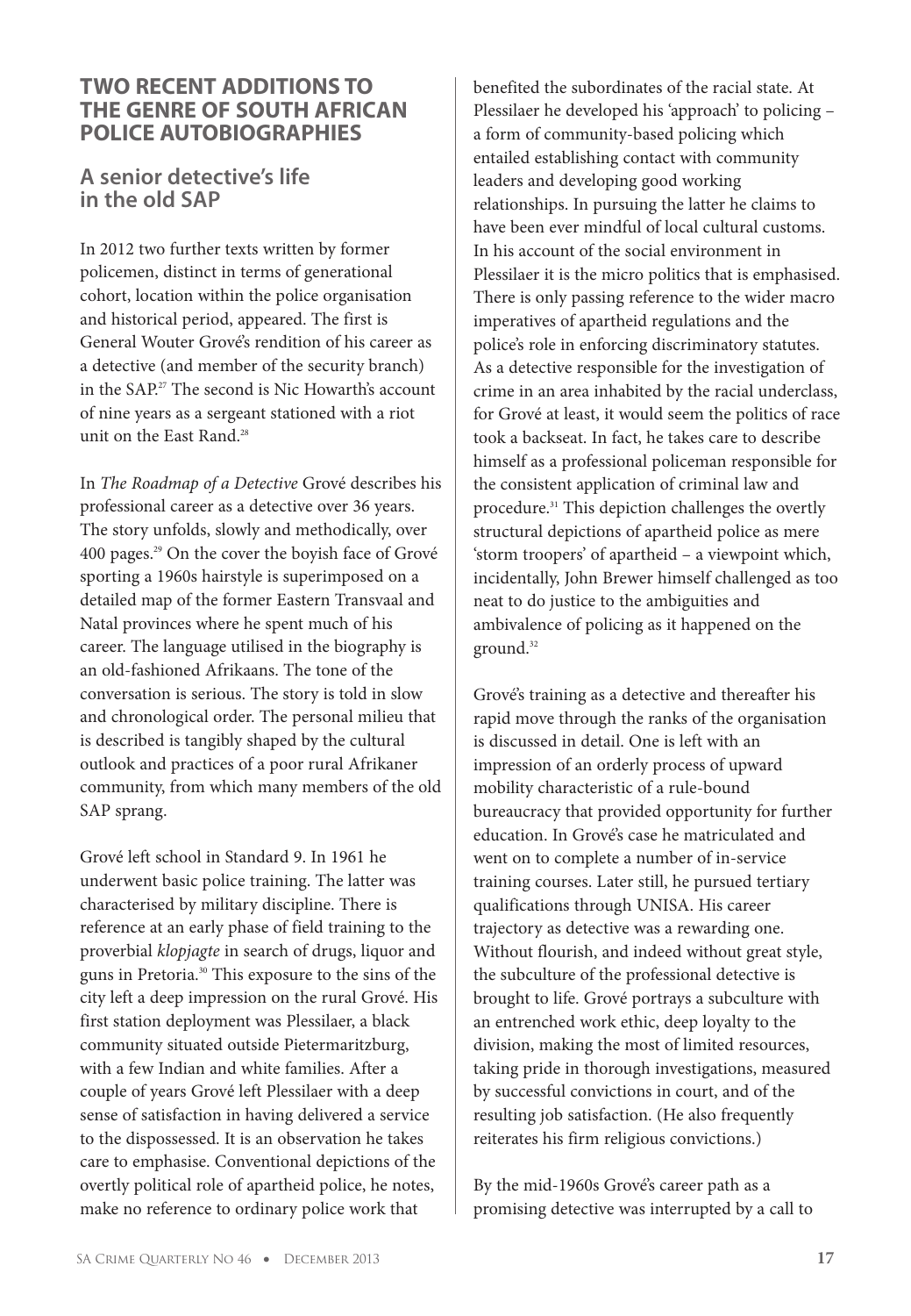## TWO RECENT ADDITIONS TO THE GENRE OF SOUTH AFRICAN POLICE AUTOBIOGRAPHIES

### A senior detective's life in the old SAP

In 2012 two further texts written by former policemen, distinct in terms of generational cohort, location within the police organisation and historical period, appeared. The first is General Wouter Grové's rendition of his career as a detective (and member of the security branch) in the SAP.[27] The second is Nic Howarth's account of nine years as a sergeant stationed with a riot unit on the East Rand.[28]

In *The Roadmap of a Detective* Grové describes his professional career as a detective over 36 years. The story unfolds, slowly and methodically, over 400 pages.[29] On the cover the boyish face of Grové sporting a 1960s hairstyle is superimposed on a detailed map of the former Eastern Transvaal and Natal provinces where he spent much of his career. The language utilised in the biography is an old-fashioned Afrikaans. The tone of the conversation is serious. The story is told in slow and chronological order. The personal milieu that is described is tangibly shaped by the cultural outlook and practices of a poor rural Afrikaner community, from which many members of the old SAP sprang.

Grové left school in Standard 9. In 1961 he underwent basic police training. The latter was characterised by military discipline. There is reference at an early phase of field training to the proverbial *klopjagte* in search of drugs, liquor and guns in Pretoria.[30] This exposure to the sins of the city left a deep impression on the rural Grové. His first station deployment was Plessilaer, a black community situated outside Pietermaritzburg, with a few Indian and white families. After a couple of years Grové left Plessilaer with a deep sense of satisfaction in having delivered a service to the dispossessed. It is an observation he takes care to emphasise. Conventional depictions of the overtly political role of apartheid police, he notes, make no reference to ordinary police work that benefited the subordinates of the racial state. At Plessilaer he developed his 'approach' to policing – a form of community-based policing which entailed establishing contact with community leaders and developing good working relationships. In pursuing the latter he claims to have been ever mindful of local cultural customs. In his account of the social environment in Plessilaer it is the micro politics that is emphasised. There is only passing reference to the wider macro imperatives of apartheid regulations and the police's role in enforcing discriminatory statutes. As a detective responsible for the investigation of crime in an area inhabited by the racial underclass, for Grové at least, it would seem the politics of race took a backseat. In fact, he takes care to describe himself as a professional policeman responsible for the consistent application of criminal law and procedure.[31] This depiction challenges the overtly structural depictions of apartheid police as mere 'storm troopers' of apartheid – a viewpoint which, incidentally, John Brewer himself challenged as too neat to do justice to the ambiguities and ambivalence of policing as it happened on the ground.[32]

Grové's training as a detective and thereafter his rapid move through the ranks of the organisation is discussed in detail. One is left with an impression of an orderly process of upward mobility characteristic of a rule-bound bureaucracy that provided opportunity for further education. In Grové's case he matriculated and went on to complete a number of in-service training courses. Later still, he pursued tertiary qualifications through UNISA. His career trajectory as detective was a rewarding one. Without flourish, and indeed without great style, the subculture of the professional detective is brought to life. Grové portrays a subculture with an entrenched work ethic, deep loyalty to the division, making the most of limited resources, taking pride in thorough investigations, measured by successful convictions in court, and of the resulting job satisfaction. (He also frequently reiterates his firm religious convictions.)

By the mid-1960s Grové's career path as a promising detective was interrupted by a call to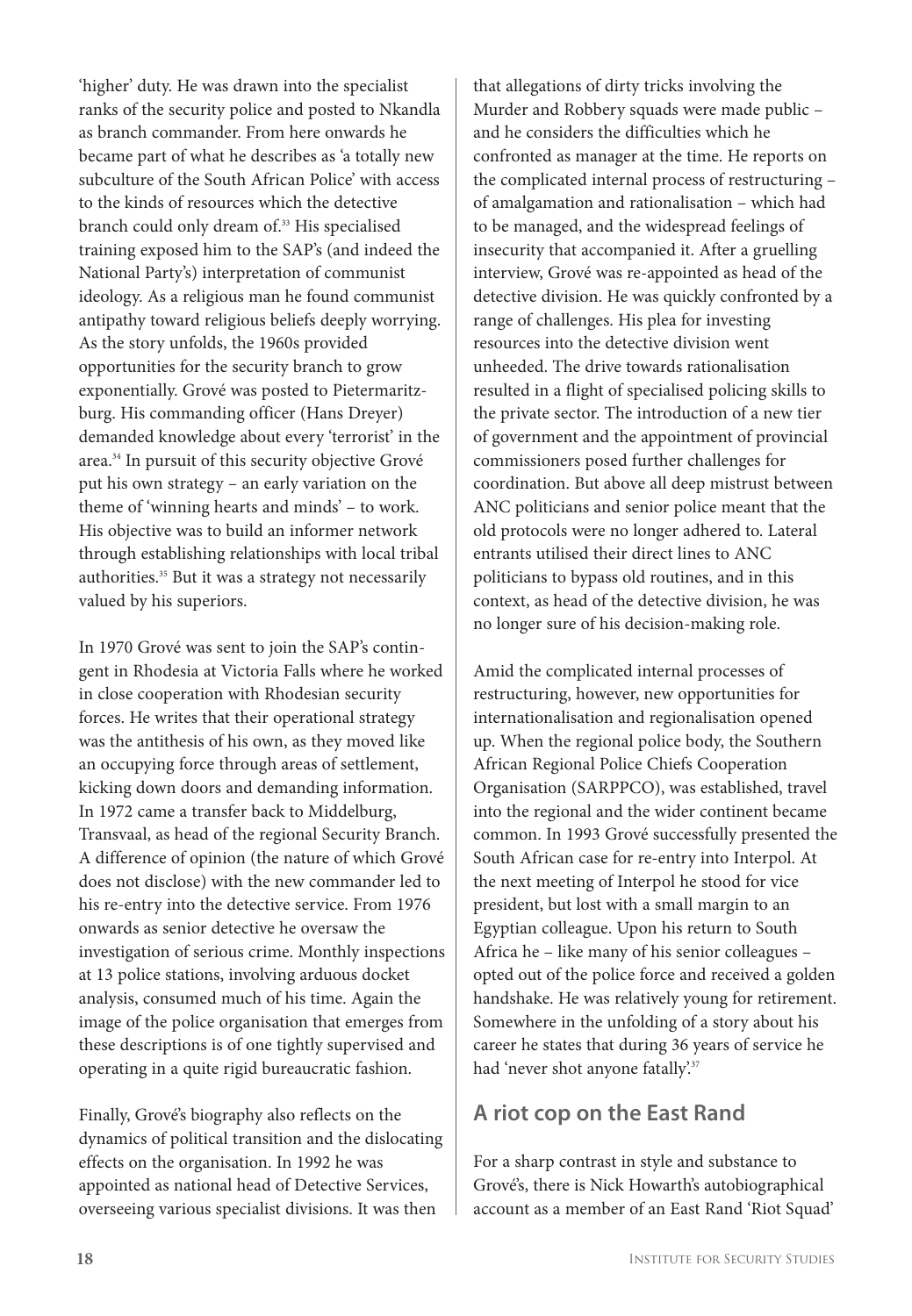'higher' duty. He was drawn into the specialist ranks of the security police and posted to Nkandla as branch commander. From here onwards he became part of what he describes as 'a totally new subculture of the South African Police' with access to the kinds of resources which the detective branch could only dream of.[33] His specialised training exposed him to the SAP's (and indeed the National Party's) interpretation of communist ideology. As a religious man he found communist antipathy toward religious beliefs deeply worrying. As the story unfolds, the 1960s provided opportunities for the security branch to grow exponentially. Grové was posted to Pietermaritzburg. His commanding officer (Hans Dreyer) demanded knowledge about every 'terrorist' in the area.[34] In pursuit of this security objective Grové put his own strategy – an early variation on the theme of 'winning hearts and minds' – to work. His objective was to build an informer network through establishing relationships with local tribal authorities.[35] But it was a strategy not necessarily valued by his superiors.

In 1970 Grové was sent to join the SAP's contingent in Rhodesia at Victoria Falls where he worked in close cooperation with Rhodesian security forces. He writes that their operational strategy was the antithesis of his own, as they moved like an occupying force through areas of settlement, kicking down doors and demanding information. In 1972 came a transfer back to Middelburg, Transvaal, as head of the regional Security Branch. A difference of opinion (the nature of which Grové does not disclose) with the new commander led to his re-entry into the detective service. From 1976 onwards as senior detective he oversaw the investigation of serious crime. Monthly inspections at 13 police stations, involving arduous docket analysis, consumed much of his time. Again the image of the police organisation that emerges from these descriptions is of one tightly supervised and operating in a quite rigid bureaucratic fashion.

Finally, Grové's biography also reflects on the dynamics of political transition and the dislocating effects on the organisation. In 1992 he was appointed as national head of Detective Services, overseeing various specialist divisions. It was then that allegations of dirty tricks involving the Murder and Robbery squads were made public – and he considers the difficulties which he confronted as manager at the time. He reports on the complicated internal process of restructuring – of amalgamation and rationalisation – which had to be managed, and the widespread feelings of insecurity that accompanied it. After a gruelling interview, Grové was re-appointed as head of the detective division. He was quickly confronted by a range of challenges. His plea for investing resources into the detective division went unheeded. The drive towards rationalisation resulted in a flight of specialised policing skills to the private sector. The introduction of a new tier of government and the appointment of provincial commissioners posed further challenges for coordination. But above all deep mistrust between ANC politicians and senior police meant that the old protocols were no longer adhered to. Lateral entrants utilised their direct lines to ANC politicians to bypass old routines, and in this context, as head of the detective division, he was no longer sure of his decision-making role.

Amid the complicated internal processes of restructuring, however, new opportunities for internationalisation and regionalisation opened up. When the regional police body, the Southern African Regional Police Chiefs Cooperation Organisation (SARPPCO), was established, travel into the regional and the wider continent became common. In 1993 Grové successfully presented the South African case for re-entry into Interpol. At the next meeting of Interpol he stood for vice president, but lost with a small margin to an Egyptian colleague. Upon his return to South Africa he – like many of his senior colleagues – opted out of the police force and received a golden handshake. He was relatively young for retirement. Somewhere in the unfolding of a story about his career he states that during 36 years of service he had 'never shot anyone fatally'.[37]

## A riot cop on the East Rand

For a sharp contrast in style and substance to Grové's, there is Nick Howarth's autobiographical account as a member of an East Rand 'Riot Squad'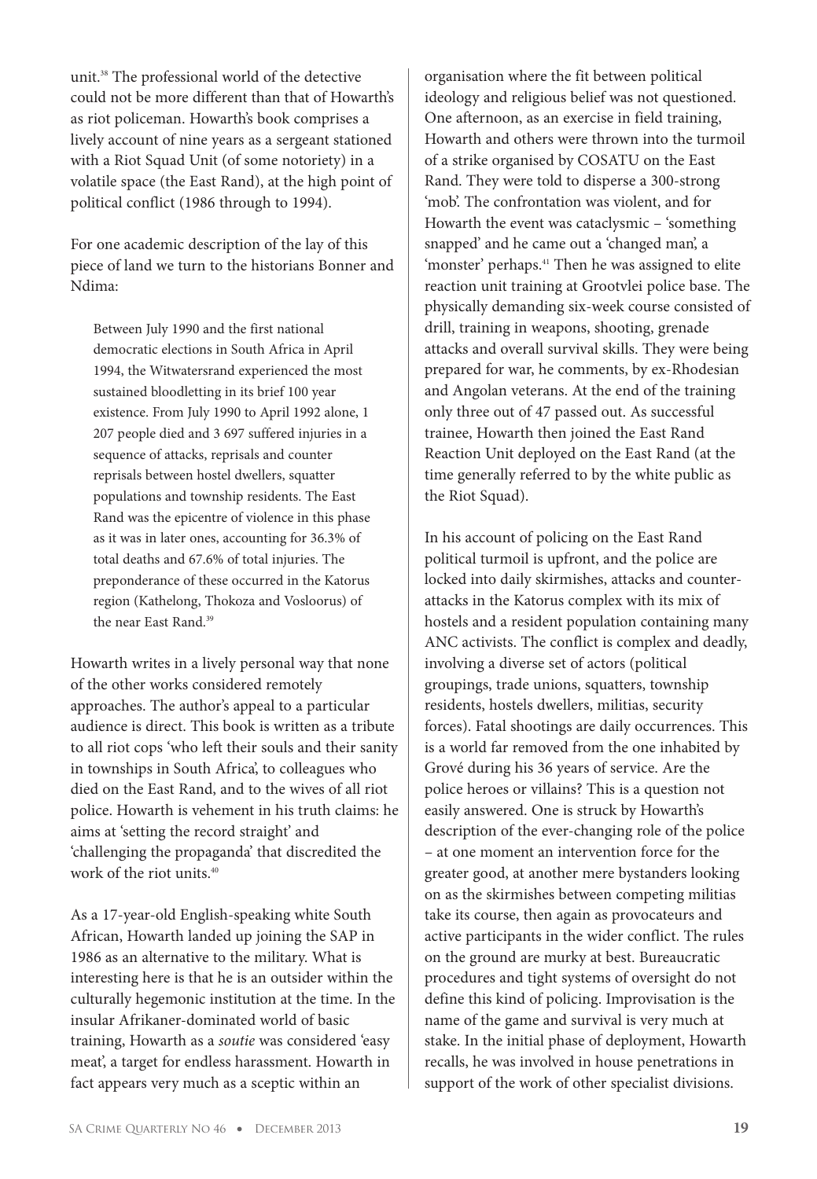unit.[38] The professional world of the detective could not be more different than that of Howarth's as riot policeman. Howarth's book comprises a lively account of nine years as a sergeant stationed with a Riot Squad Unit (of some notoriety) in a volatile space (the East Rand), at the high point of political conflict (1986 through to 1994).

For one academic description of the lay of this piece of land we turn to the historians Bonner and Ndima:

> Between July 1990 and the first national democratic elections in South Africa in April 1994, the Witwatersrand experienced the most sustained bloodletting in its brief 100 year existence. From July 1990 to April 1992 alone, 1 207 people died and 3 697 suffered injuries in a sequence of attacks, reprisals and counter reprisals between hostel dwellers, squatter populations and township residents. The East Rand was the epicentre of violence in this phase as it was in later ones, accounting for 36.3% of total deaths and 67.6% of total injuries. The preponderance of these occurred in the Katorus region (Kathelong, Thokoza and Vosloorus) of the near East Rand.[39]

Howarth writes in a lively personal way that none of the other works considered remotely approaches. The author's appeal to a particular audience is direct. This book is written as a tribute to all riot cops 'who left their souls and their sanity in townships in South Africa', to colleagues who died on the East Rand, and to the wives of all riot police. Howarth is vehement in his truth claims: he aims at 'setting the record straight' and 'challenging the propaganda' that discredited the work of the riot units.[40]

As a 17-year-old English-speaking white South African, Howarth landed up joining the SAP in 1986 as an alternative to the military. What is interesting here is that he is an outsider within the culturally hegemonic institution at the time. In the insular Afrikaner-dominated world of basic training, Howarth as a *soutie* was considered 'easy meat', a target for endless harassment. Howarth in fact appears very much as a sceptic within an organisation where the fit between political ideology and religious belief was not questioned. One afternoon, as an exercise in field training, Howarth and others were thrown into the turmoil of a strike organised by COSATU on the East Rand. They were told to disperse a 300-strong 'mob'. The confrontation was violent, and for Howarth the event was cataclysmic – 'something snapped' and he came out a 'changed man', a 'monster' perhaps.[41] Then he was assigned to elite reaction unit training at Grootvlei police base. The physically demanding six-week course consisted of drill, training in weapons, shooting, grenade attacks and overall survival skills. They were being prepared for war, he comments, by ex-Rhodesian and Angolan veterans. At the end of the training only three out of 47 passed out. As successful trainee, Howarth then joined the East Rand Reaction Unit deployed on the East Rand (at the time generally referred to by the white public as the Riot Squad).

In his account of policing on the East Rand political turmoil is upfront, and the police are locked into daily skirmishes, attacks and counter-attacks in the Katorus complex with its mix of hostels and a resident population containing many ANC activists. The conflict is complex and deadly, involving a diverse set of actors (political groupings, trade unions, squatters, township residents, hostels dwellers, militias, security forces). Fatal shootings are daily occurrences. This is a world far removed from the one inhabited by Grové during his 36 years of service. Are the police heroes or villains? This is a question not easily answered. One is struck by Howarth's description of the ever-changing role of the police – at one moment an intervention force for the greater good, at another mere bystanders looking on as the skirmishes between competing militias take its course, then again as provocateurs and active participants in the wider conflict. The rules on the ground are murky at best. Bureaucratic procedures and tight systems of oversight do not define this kind of policing. Improvisation is the name of the game and survival is very much at stake. In the initial phase of deployment, Howarth recalls, he was involved in house penetrations in support of the work of other specialist divisions.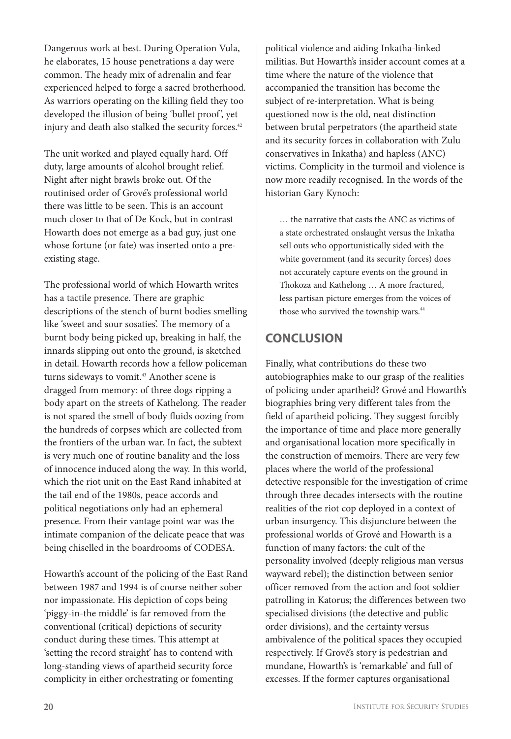Dangerous work at best. During Operation Vula, he elaborates, 15 house penetrations a day were common. The heady mix of adrenalin and fear experienced helped to forge a sacred brotherhood. As warriors operating on the killing field they too developed the illusion of being 'bullet proof', yet injury and death also stalked the security forces.[42]

The unit worked and played equally hard. Off duty, large amounts of alcohol brought relief. Night after night brawls broke out. Of the routinised order of Grové's professional world there was little to be seen. This is an account much closer to that of De Kock, but in contrast Howarth does not emerge as a bad guy, just one whose fortune (or fate) was inserted onto a pre-existing stage.

The professional world of which Howarth writes has a tactile presence. There are graphic descriptions of the stench of burnt bodies smelling like 'sweet and sour sosaties'. The memory of a burnt body being picked up, breaking in half, the innards slipping out onto the ground, is sketched in detail. Howarth records how a fellow policeman turns sideways to vomit.[43] Another scene is dragged from memory: of three dogs ripping a body apart on the streets of Kathelong. The reader is not spared the smell of body fluids oozing from the hundreds of corpses which are collected from the frontiers of the urban war. In fact, the subtext is very much one of routine banality and the loss of innocence induced along the way. In this world, which the riot unit on the East Rand inhabited at the tail end of the 1980s, peace accords and political negotiations only had an ephemeral presence. From their vantage point war was the intimate companion of the delicate peace that was being chiselled in the boardrooms of CODESA.

Howarth's account of the policing of the East Rand between 1987 and 1994 is of course neither sober nor impassionate. His depiction of cops being 'piggy-in-the middle' is far removed from the conventional (critical) depictions of security conduct during these times. This attempt at 'setting the record straight' has to contend with long-standing views of apartheid security force complicity in either orchestrating or fomenting political violence and aiding Inkatha-linked militias. But Howarth's insider account comes at a time where the nature of the violence that accompanied the transition has become the subject of re-interpretation. What is being questioned now is the old, neat distinction between brutal perpetrators (the apartheid state and its security forces in collaboration with Zulu conservatives in Inkatha) and hapless (ANC) victims. Complicity in the turmoil and violence is now more readily recognised. In the words of the historian Gary Kynoch:

> … the narrative that casts the ANC as victims of a state orchestrated onslaught versus the Inkatha sell outs who opportunistically sided with the white government (and its security forces) does not accurately capture events on the ground in Thokoza and Kathelong … A more fractured, less partisan picture emerges from the voices of those who survived the township wars.[44]

## CONCLUSION

Finally, what contributions do these two autobiographies make to our grasp of the realities of policing under apartheid? Grové and Howarth's biographies bring very different tales from the field of apartheid policing. They suggest forcibly the importance of time and place more generally and organisational location more specifically in the construction of memoirs. There are very few places where the world of the professional detective responsible for the investigation of crime through three decades intersects with the routine realities of the riot cop deployed in a context of urban insurgency. This disjuncture between the professional worlds of Grové and Howarth is a function of many factors: the cult of the personality involved (deeply religious man versus wayward rebel); the distinction between senior officer removed from the action and foot soldier patrolling in Katorus; the differences between two specialised divisions (the detective and public order divisions), and the certainty versus ambivalence of the political spaces they occupied respectively. If Grové's story is pedestrian and mundane, Howarth's is 'remarkable' and full of excesses. If the former captures organisational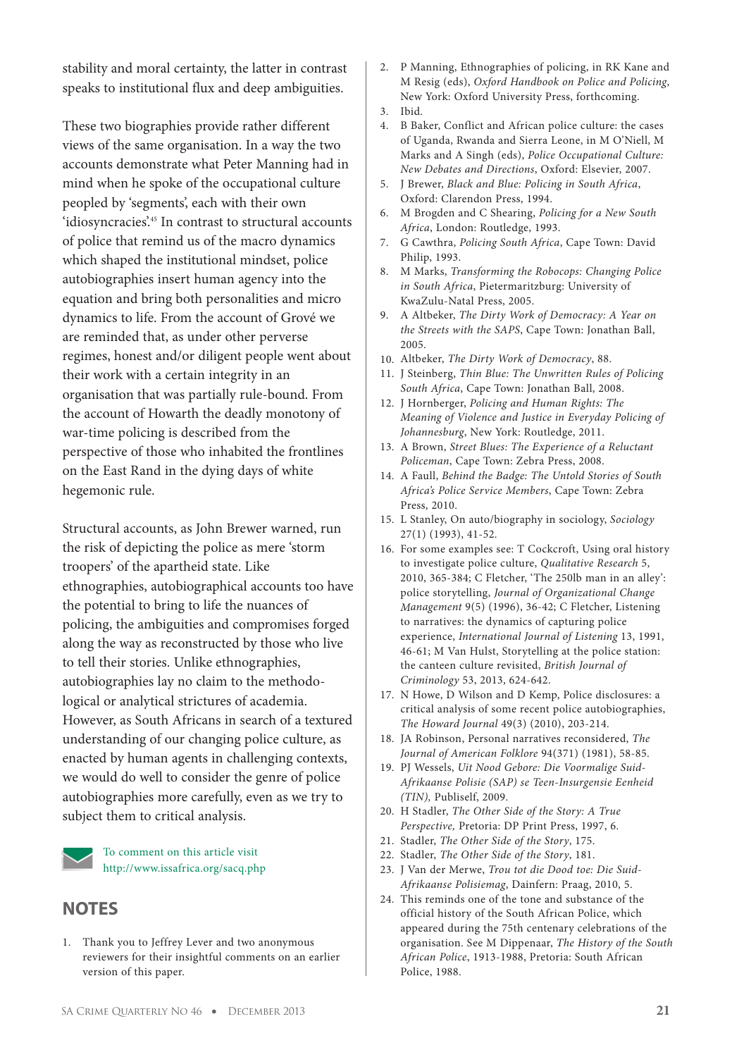stability and moral certainty, the latter in contrast speaks to institutional flux and deep ambiguities.

These two biographies provide rather different views of the same organisation. In a way the two accounts demonstrate what Peter Manning had in mind when he spoke of the occupational culture peopled by 'segments', each with their own 'idiosyncracies'.[45] In contrast to structural accounts of police that remind us of the macro dynamics which shaped the institutional mindset, police autobiographies insert human agency into the equation and bring both personalities and micro dynamics to life. From the account of Grové we are reminded that, as under other perverse regimes, honest and/or diligent people went about their work with a certain integrity in an organisation that was partially rule-bound. From the account of Howarth the deadly monotony of war-time policing is described from the perspective of those who inhabited the frontlines on the East Rand in the dying days of white hegemonic rule.

Structural accounts, as John Brewer warned, run the risk of depicting the police as mere 'storm troopers' of the apartheid state. Like ethnographies, autobiographical accounts too have the potential to bring to life the nuances of policing, the ambiguities and compromises forged along the way as reconstructed by those who live to tell their stories. Unlike ethnographies, autobiographies lay no claim to the methodological or analytical strictures of academia. However, as South Africans in search of a textured understanding of our changing police culture, as enacted by human agents in challenging contexts, we would do well to consider the genre of police autobiographies more carefully, even as we try to subject them to critical analysis.

To comment on this article visit http://www.issafrica.org/sacq.php

## NOTES

1. Thank you to Jeffrey Lever and two anonymous reviewers for their insightful comments on an earlier version of this paper.
2. P Manning, Ethnographies of policing, in RK Kane and M Resig (eds), *Oxford Handbook on Police and Policing*, New York: Oxford University Press, forthcoming.
3. Ibid.
4. B Baker, Conflict and African police culture: the cases of Uganda, Rwanda and Sierra Leone, in M O'Niell, M Marks and A Singh (eds), *Police Occupational Culture: New Debates and Directions*, Oxford: Elsevier, 2007.
5. J Brewer, *Black and Blue: Policing in South Africa*, Oxford: Clarendon Press, 1994.
6. M Brogden and C Shearing, *Policing for a New South Africa*, London: Routledge, 1993.
7. G Cawthra, *Policing South Africa*, Cape Town: David Philip, 1993.
8. M Marks, *Transforming the Robocops: Changing Police in South Africa*, Pietermaritzburg: University of KwaZulu-Natal Press, 2005.
9. A Altbeker, *The Dirty Work of Democracy: A Year on the Streets with the SAPS*, Cape Town: Jonathan Ball, 2005.
10. Altbeker, *The Dirty Work of Democracy*, 88.
11. J Steinberg, *Thin Blue: The Unwritten Rules of Policing South Africa*, Cape Town: Jonathan Ball, 2008.
12. J Hornberger, *Policing and Human Rights: The Meaning of Violence and Justice in Everyday Policing of Johannesburg*, New York: Routledge, 2011.
13. A Brown, *Street Blues: The Experience of a Reluctant Policeman*, Cape Town: Zebra Press, 2008.
14. A Faull, *Behind the Badge: The Untold Stories of South Africa's Police Service Members*, Cape Town: Zebra Press, 2010.
15. L Stanley, On auto/biography in sociology, *Sociology* 27(1) (1993), 41-52.
16. For some examples see: T Cockcroft, Using oral history to investigate police culture, *Qualitative Research* 5, 2010, 365-384; C Fletcher, 'The 250lb man in an alley': police storytelling, *Journal of Organizational Change Management* 9(5) (1996), 36-42; C Fletcher, Listening to narratives: the dynamics of capturing police experience, *International Journal of Listening* 13, 1991, 46-61; M Van Hulst, Storytelling at the police station: the canteen culture revisited, *British Journal of Criminology* 53, 2013, 624-642.
17. N Howe, D Wilson and D Kemp, Police disclosures: a critical analysis of some recent police autobiographies, *The Howard Journal* 49(3) (2010), 203-214.
18. JA Robinson, Personal narratives reconsidered, *The Journal of American Folklore* 94(371) (1981), 58-85.
19. PJ Wessels, *Uit Nood Gebore: Die Voormalige Suid-Afrikaanse Polisie (SAP) se Teen-Insurgensie Eenheid (TIN)*, Publiself, 2009.
20. H Stadler, *The Other Side of the Story: A True Perspective*, Pretoria: DP Print Press, 1997, 6.
21. Stadler, *The Other Side of the Story*, 175.
22. Stadler, *The Other Side of the Story*, 181.
23. J Van der Merwe, *Trou tot die Dood toe: Die Suid-Afrikaanse Polisiemag*, Dainfern: Praag, 2010, 5.
24. This reminds one of the tone and substance of the official history of the South African Police, which appeared during the 75th centenary celebrations of the organisation. See M Dippenaar, *The History of the South African Police*, 1913-1988, Pretoria: South African Police, 1988.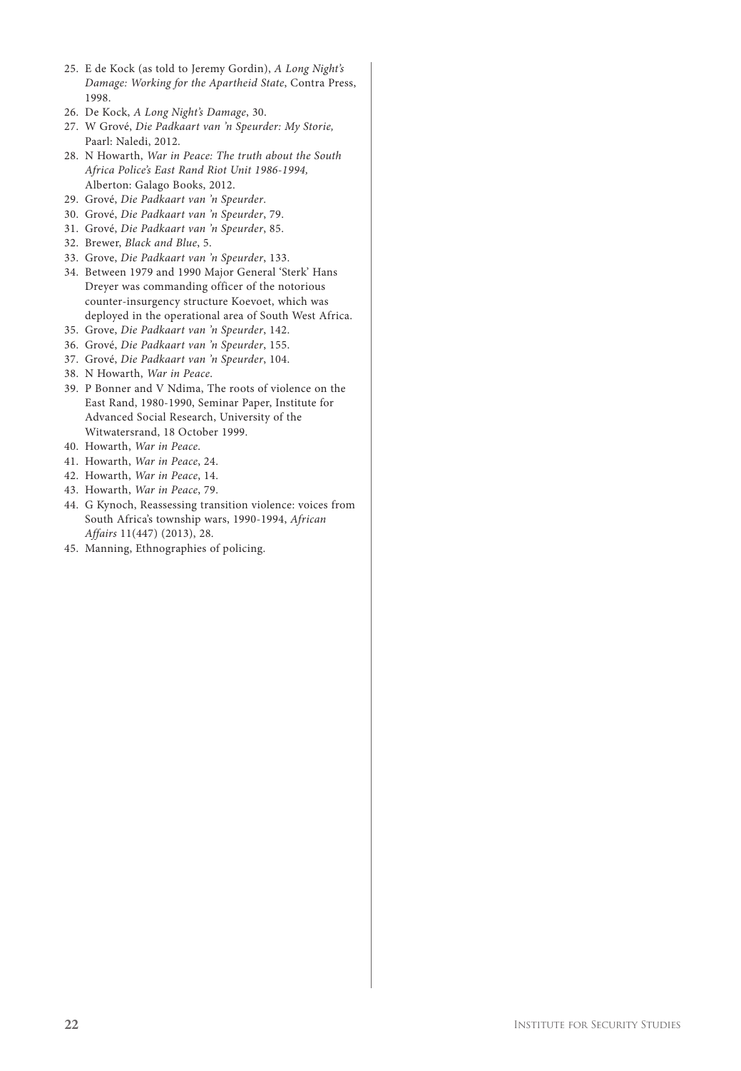25. E de Kock (as told to Jeremy Gordin), *A Long Night's Damage: Working for the Apartheid State*, Contra Press, 1998.
26. De Kock, *A Long Night's Damage*, 30.
27. W Grové, *Die Padkaart van 'n Speurder: My Storie,* Paarl: Naledi, 2012.
28. N Howarth, *War in Peace: The truth about the South Africa Police's East Rand Riot Unit 1986-1994,* Alberton: Galago Books, 2012.
29. Grové, *Die Padkaart van 'n Speurder*.
30. Grové, *Die Padkaart van 'n Speurder*, 79.
31. Grové, *Die Padkaart van 'n Speurder*, 85.
32. Brewer, *Black and Blue*, 5.
33. Grove, *Die Padkaart van 'n Speurder*, 133.
34. Between 1979 and 1990 Major General 'Sterk' Hans Dreyer was commanding officer of the notorious counter-insurgency structure Koevoet, which was deployed in the operational area of South West Africa.
35. Grove, *Die Padkaart van 'n Speurder*, 142.
36. Grové, *Die Padkaart van 'n Speurder*, 155.
37. Grové, *Die Padkaart van 'n Speurder*, 104.
38. N Howarth, *War in Peace*.
39. P Bonner and V Ndima, The roots of violence on the East Rand, 1980-1990, Seminar Paper, Institute for Advanced Social Research, University of the Witwatersrand, 18 October 1999.
40. Howarth, *War in Peace*.
41. Howarth, *War in Peace*, 24.
42. Howarth, *War in Peace*, 14.
43. Howarth, *War in Peace*, 79.
44. G Kynoch, Reassessing transition violence: voices from South Africa's township wars, 1990-1994, *African Affairs* 11(447) (2013), 28.
45. Manning, Ethnographies of policing.